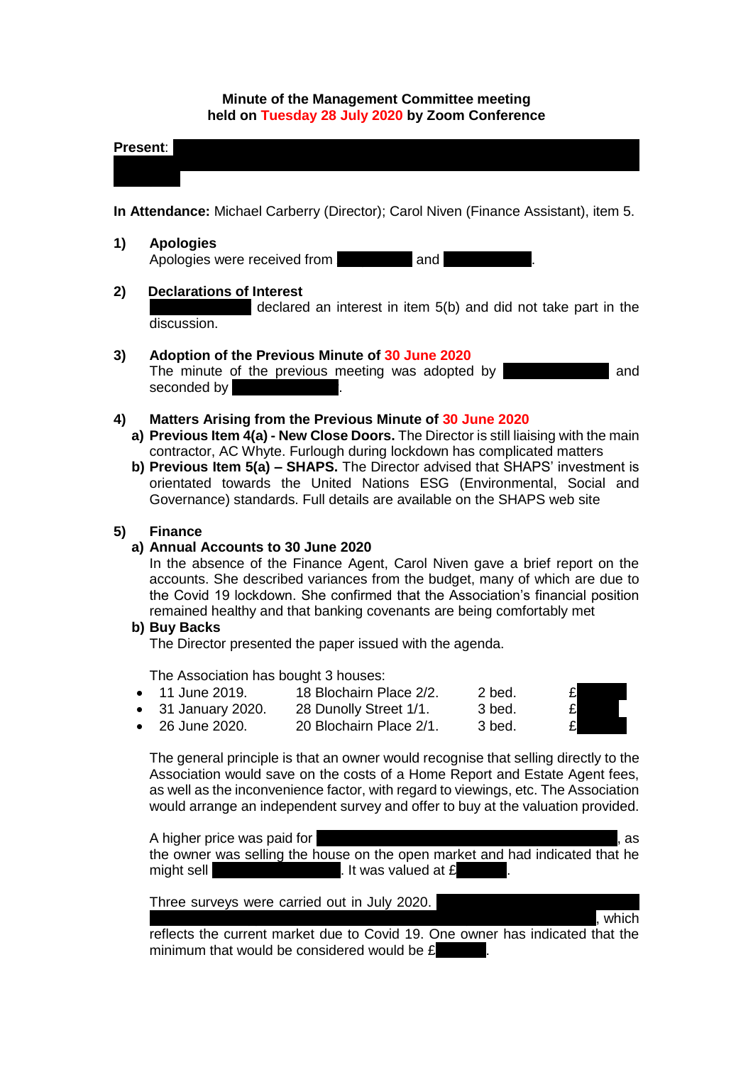**Minute of the Management Committee meeting**
**held on Tuesday 28 July 2020 by Zoom Conference**

**Present**:

**In Attendance:** Michael Carberry (Director); Carol Niven (Finance Assistant), item 5.

**1) Apologies**

Apologies were received from and .

**2) Declarations of Interest**

declared an interest in item 5(b) and did not take part in the discussion.

**3) Adoption of the Previous Minute of 30 June 2020**

The minute of the previous meeting was adopted by and seconded by .

**4) Matters Arising from the Previous Minute of 30 June 2020**

**a) Previous Item 4(a) - New Close Doors.** The Director is still liaising with the main contractor, AC Whyte. Furlough during lockdown has complicated matters

**b) Previous Item 5(a) – SHAPS.** The Director advised that SHAPS' investment is orientated towards the United Nations ESG (Environmental, Social and Governance) standards. Full details are available on the SHAPS web site

**5) Finance**

**a) Annual Accounts to 30 June 2020**

In the absence of the Finance Agent, Carol Niven gave a brief report on the accounts. She described variances from the budget, many of which are due to the Covid 19 lockdown. She confirmed that the Association's financial position remained healthy and that banking covenants are being comfortably met

**b) Buy Backs**

The Director presented the paper issued with the agenda.

The Association has bought 3 houses:

- 11 June 2019. 18 Blochairn Place 2/2. 2 bed. £
- 31 January 2020. 28 Dunolly Street 1/1. 3 bed. £
- 26 June 2020. 20 Blochairn Place 2/1. 3 bed. £

The general principle is that an owner would recognise that selling directly to the Association would save on the costs of a Home Report and Estate Agent fees, as well as the inconvenience factor, with regard to viewings, etc. The Association would arrange an independent survey and offer to buy at the valuation provided.

A higher price was paid for , as the owner was selling the house on the open market and had indicated that he might sell . It was valued at £ .

Three surveys were carried out in July 2020. , which reflects the current market due to Covid 19. One owner has indicated that the minimum that would be considered would be £ .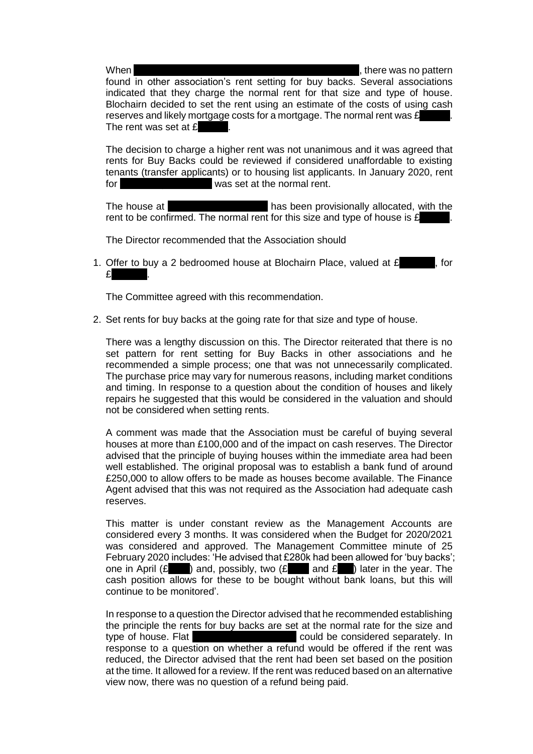When ████████████████████████████, there was no pattern found in other association's rent setting for buy backs. Several associations indicated that they charge the normal rent for that size and type of house. Blochairn decided to set the rent using an estimate of the costs of using cash reserves and likely mortgage costs for a mortgage. The normal rent was £█████. The rent was set at £█████.

The decision to charge a higher rent was not unanimous and it was agreed that rents for Buy Backs could be reviewed if considered unaffordable to existing tenants (transfer applicants) or to housing list applicants. In January 2020, rent for ████████████ was set at the normal rent.

The house at ████████████ has been provisionally allocated, with the rent to be confirmed. The normal rent for this size and type of house is £█████.

The Director recommended that the Association should

1. Offer to buy a 2 bedroomed house at Blochairn Place, valued at £██████, for £██████.

   The Committee agreed with this recommendation.

2. Set rents for buy backs at the going rate for that size and type of house.

   There was a lengthy discussion on this. The Director reiterated that there is no set pattern for rent setting for Buy Backs in other associations and he recommended a simple process; one that was not unnecessarily complicated. The purchase price may vary for numerous reasons, including market conditions and timing. In response to a question about the condition of houses and likely repairs he suggested that this would be considered in the valuation and should not be considered when setting rents.

   A comment was made that the Association must be careful of buying several houses at more than £100,000 and of the impact on cash reserves. The Director advised that the principle of buying houses within the immediate area had been well established. The original proposal was to establish a bank fund of around £250,000 to allow offers to be made as houses become available. The Finance Agent advised that this was not required as the Association had adequate cash reserves.

   This matter is under constant review as the Management Accounts are considered every 3 months. It was considered when the Budget for 2020/2021 was considered and approved. The Management Committee minute of 25 February 2020 includes: 'He advised that £280k had been allowed for 'buy backs'; one in April (£████) and, possibly, two (£████ and £████) later in the year. The cash position allows for these to be bought without bank loans, but this will continue to be monitored'.

   In response to a question the Director advised that he recommended establishing the principle the rents for buy backs are set at the normal rate for the size and type of house. Flat ████████████ could be considered separately. In response to a question on whether a refund would be offered if the rent was reduced, the Director advised that the rent had been set based on the position at the time. It allowed for a review. If the rent was reduced based on an alternative view now, there was no question of a refund being paid.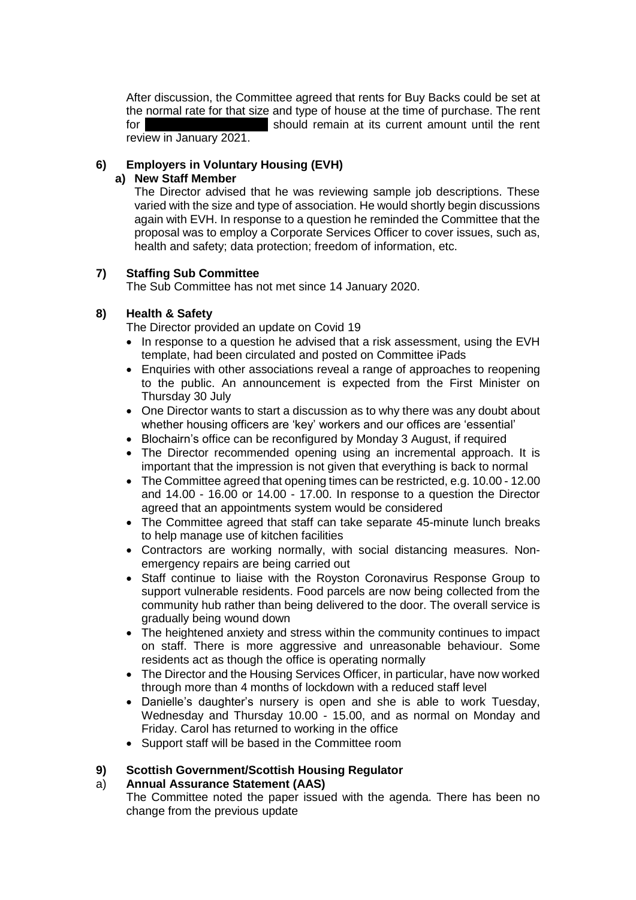After discussion, the Committee agreed that rents for Buy Backs could be set at the normal rate for that size and type of house at the time of purchase. The rent for ██████████ should remain at its current amount until the rent review in January 2021.

**6) Employers in Voluntary Housing (EVH)**

**a) New Staff Member**

The Director advised that he was reviewing sample job descriptions. These varied with the size and type of association. He would shortly begin discussions again with EVH. In response to a question he reminded the Committee that the proposal was to employ a Corporate Services Officer to cover issues, such as, health and safety; data protection; freedom of information, etc.

**7) Staffing Sub Committee**

The Sub Committee has not met since 14 January 2020.

**8) Health & Safety**

The Director provided an update on Covid 19

- In response to a question he advised that a risk assessment, using the EVH template, had been circulated and posted on Committee iPads
- Enquiries with other associations reveal a range of approaches to reopening to the public. An announcement is expected from the First Minister on Thursday 30 July
- One Director wants to start a discussion as to why there was any doubt about whether housing officers are 'key' workers and our offices are 'essential'
- Blochairn's office can be reconfigured by Monday 3 August, if required
- The Director recommended opening using an incremental approach. It is important that the impression is not given that everything is back to normal
- The Committee agreed that opening times can be restricted, e.g. 10.00 - 12.00 and 14.00 - 16.00 or 14.00 - 17.00. In response to a question the Director agreed that an appointments system would be considered
- The Committee agreed that staff can take separate 45-minute lunch breaks to help manage use of kitchen facilities
- Contractors are working normally, with social distancing measures. Non-emergency repairs are being carried out
- Staff continue to liaise with the Royston Coronavirus Response Group to support vulnerable residents. Food parcels are now being collected from the community hub rather than being delivered to the door. The overall service is gradually being wound down
- The heightened anxiety and stress within the community continues to impact on staff. There is more aggressive and unreasonable behaviour. Some residents act as though the office is operating normally
- The Director and the Housing Services Officer, in particular, have now worked through more than 4 months of lockdown with a reduced staff level
- Danielle's daughter's nursery is open and she is able to work Tuesday, Wednesday and Thursday 10.00 - 15.00, and as normal on Monday and Friday. Carol has returned to working in the office
- Support staff will be based in the Committee room

**9) Scottish Government/Scottish Housing Regulator**

a) **Annual Assurance Statement (AAS)**

The Committee noted the paper issued with the agenda. There has been no change from the previous update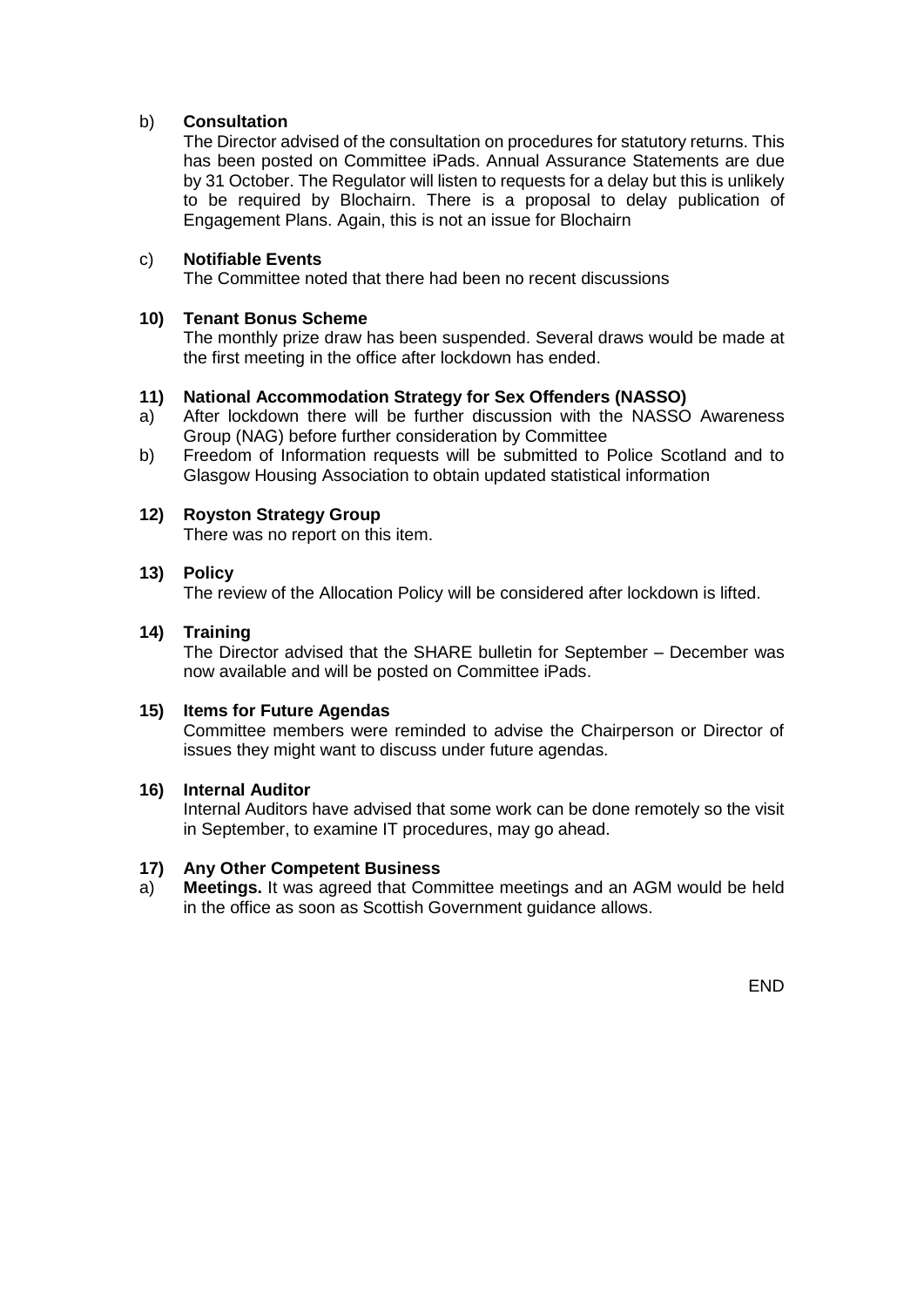b) **Consultation**

The Director advised of the consultation on procedures for statutory returns. This has been posted on Committee iPads. Annual Assurance Statements are due by 31 October. The Regulator will listen to requests for a delay but this is unlikely to be required by Blochairn. There is a proposal to delay publication of Engagement Plans. Again, this is not an issue for Blochairn

c) **Notifiable Events**

The Committee noted that there had been no recent discussions

**10) Tenant Bonus Scheme**

The monthly prize draw has been suspended. Several draws would be made at the first meeting in the office after lockdown has ended.

**11) National Accommodation Strategy for Sex Offenders (NASSO)**

a) After lockdown there will be further discussion with the NASSO Awareness Group (NAG) before further consideration by Committee

b) Freedom of Information requests will be submitted to Police Scotland and to Glasgow Housing Association to obtain updated statistical information

**12) Royston Strategy Group**

There was no report on this item.

**13) Policy**

The review of the Allocation Policy will be considered after lockdown is lifted.

**14) Training**

The Director advised that the SHARE bulletin for September – December was now available and will be posted on Committee iPads.

**15) Items for Future Agendas**

Committee members were reminded to advise the Chairperson or Director of issues they might want to discuss under future agendas.

**16) Internal Auditor**

Internal Auditors have advised that some work can be done remotely so the visit in September, to examine IT procedures, may go ahead.

**17) Any Other Competent Business**

a) **Meetings.** It was agreed that Committee meetings and an AGM would be held in the office as soon as Scottish Government guidance allows.

END